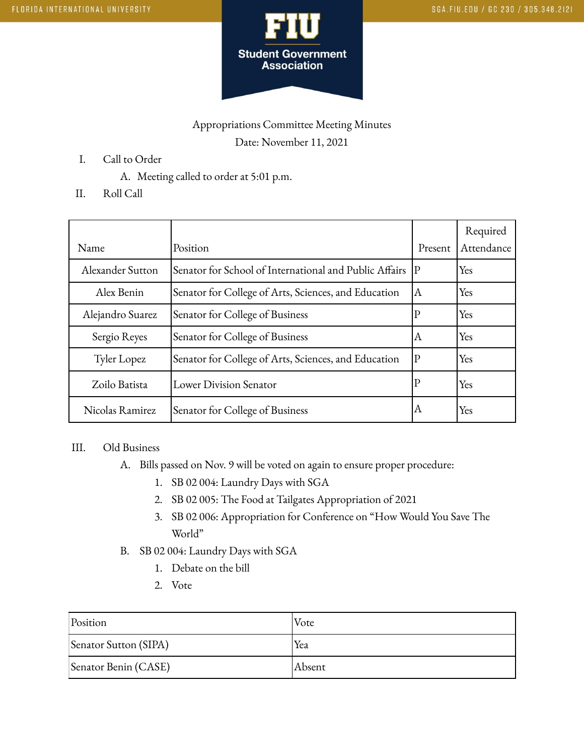# Appropriations Committee Meeting Minutes

Date: November 11, 2021

I. Call to Order
   A. Meeting called to order at 5:01 p.m.

II. Roll Call

| Name | Position | Present | Required Attendance |
|---|---|---|---|
| Alexander Sutton | Senator for School of International and Public Affairs | P | Yes |
| Alex Benin | Senator for College of Arts, Sciences, and Education | A | Yes |
| Alejandro Suarez | Senator for College of Business | P | Yes |
| Sergio Reyes | Senator for College of Business | A | Yes |
| Tyler Lopez | Senator for College of Arts, Sciences, and Education | P | Yes |
| Zoilo Batista | Lower Division Senator | P | Yes |
| Nicolas Ramirez | Senator for College of Business | A | Yes |

III. Old Business
   A. Bills passed on Nov. 9 will be voted on again to ensure proper procedure:
      1. SB 02 004: Laundry Days with SGA
      2. SB 02 005: The Food at Tailgates Appropriation of 2021
      3. SB 02 006: Appropriation for Conference on "How Would You Save The World"
   B. SB 02 004: Laundry Days with SGA
      1. Debate on the bill
      2. Vote

| Position | Vote |
|---|---|
| Senator Sutton (SIPA) | Yea |
| Senator Benin (CASE) | Absent |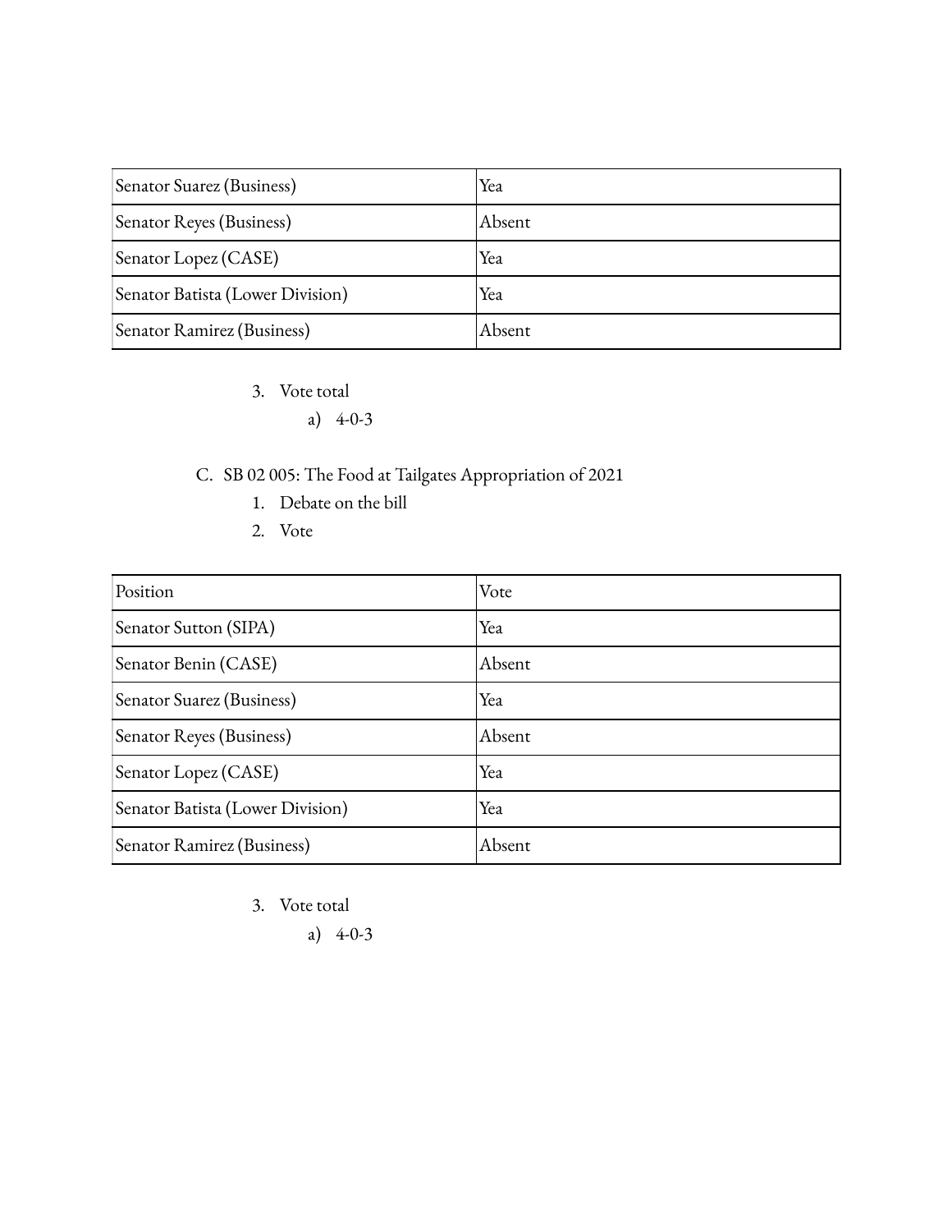| Senator Suarez (Business) | Yea |
|---|---|
| Senator Reyes (Business) | Absent |
| Senator Lopez (CASE) | Yea |
| Senator Batista (Lower Division) | Yea |
| Senator Ramirez (Business) | Absent |

3. Vote total
   a) 4-0-3

C. SB 02 005: The Food at Tailgates Appropriation of 2021
   1. Debate on the bill
   2. Vote

| Position | Vote |
|---|---|
| Senator Sutton (SIPA) | Yea |
| Senator Benin (CASE) | Absent |
| Senator Suarez (Business) | Yea |
| Senator Reyes (Business) | Absent |
| Senator Lopez (CASE) | Yea |
| Senator Batista (Lower Division) | Yea |
| Senator Ramirez (Business) | Absent |

   3. Vote total
      a) 4-0-3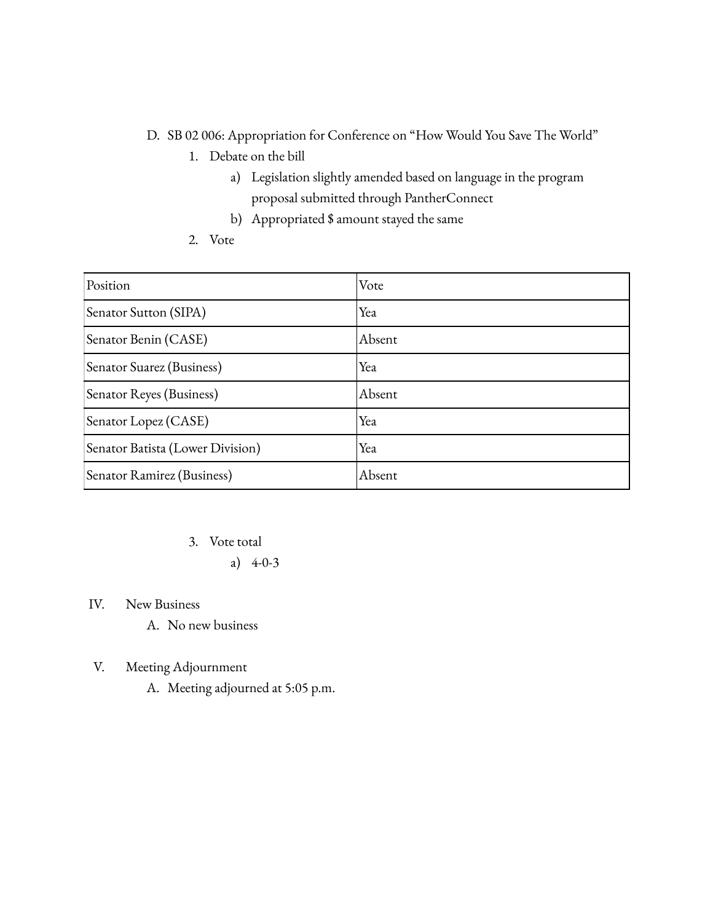D. SB 02 006: Appropriation for Conference on "How Would You Save The World"

1. Debate on the bill
   a) Legislation slightly amended based on language in the program proposal submitted through PantherConnect
   b) Appropriated $ amount stayed the same
2. Vote

| Position | Vote |
|---|---|
| Senator Sutton (SIPA) | Yea |
| Senator Benin (CASE) | Absent |
| Senator Suarez (Business) | Yea |
| Senator Reyes (Business) | Absent |
| Senator Lopez (CASE) | Yea |
| Senator Batista (Lower Division) | Yea |
| Senator Ramirez (Business) | Absent |

3. Vote total
   a) 4-0-3

IV. New Business

A. No new business

V. Meeting Adjournment

A. Meeting adjourned at 5:05 p.m.